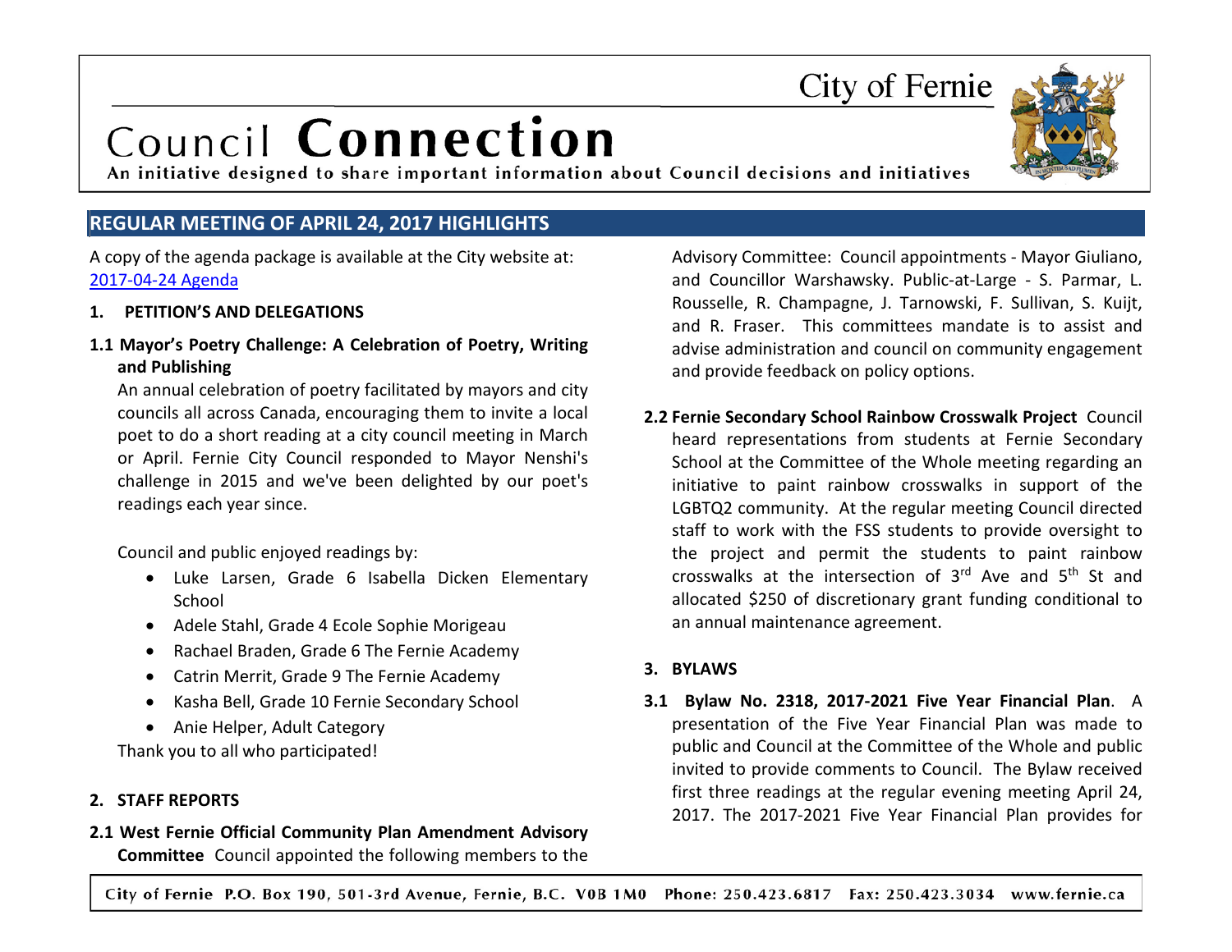City of Fernie

# Council Connection

An initiative designed to share important information about Council decisions and initiatives

## REGULAR MEETING OF APRIL 24, 2017 HIGHLIGHTS

A copy of the agenda package is available at the City website at: [2017-04-24 Agenda]

### 1. PETITION'S AND DELEGATIONS

**1.1 Mayor's Poetry Challenge: A Celebration of Poetry, Writing and Publishing**

An annual celebration of poetry facilitated by mayors and city councils all across Canada, encouraging them to invite a local poet to do a short reading at a city council meeting in March or April. Fernie City Council responded to Mayor Nenshi's challenge in 2015 and we've been delighted by our poet's readings each year since.

Council and public enjoyed readings by:

- Luke Larsen, Grade 6 Isabella Dicken Elementary School
- Adele Stahl, Grade 4 Ecole Sophie Morigeau
- Rachael Braden, Grade 6 The Fernie Academy
- Catrin Merrit, Grade 9 The Fernie Academy
- Kasha Bell, Grade 10 Fernie Secondary School
- Anie Helper, Adult Category

Thank you to all who participated!

### 2. STAFF REPORTS

**2.1 West Fernie Official Community Plan Amendment Advisory Committee** Council appointed the following members to the Advisory Committee: Council appointments - Mayor Giuliano, and Councillor Warshawsky. Public-at-Large - S. Parmar, L. Rousselle, R. Champagne, J. Tarnowski, F. Sullivan, S. Kuijt, and R. Fraser. This committees mandate is to assist and advise administration and council on community engagement and provide feedback on policy options.

**2.2 Fernie Secondary School Rainbow Crosswalk Project** Council heard representations from students at Fernie Secondary School at the Committee of the Whole meeting regarding an initiative to paint rainbow crosswalks in support of the LGBTQ2 community. At the regular meeting Council directed staff to work with the FSS students to provide oversight to the project and permit the students to paint rainbow crosswalks at the intersection of 3rd Ave and 5th St and allocated $250 of discretionary grant funding conditional to an annual maintenance agreement.

### 3. BYLAWS

**3.1 Bylaw No. 2318, 2017-2021 Five Year Financial Plan**. A presentation of the Five Year Financial Plan was made to public and Council at the Committee of the Whole and public invited to provide comments to Council. The Bylaw received first three readings at the regular evening meeting April 24, 2017. The 2017-2021 Five Year Financial Plan provides for

City of Fernie P.O. Box 190, 501-3rd Avenue, Fernie, B.C. V0B 1M0 Phone: 250.423.6817 Fax: 250.423.3034 www.fernie.ca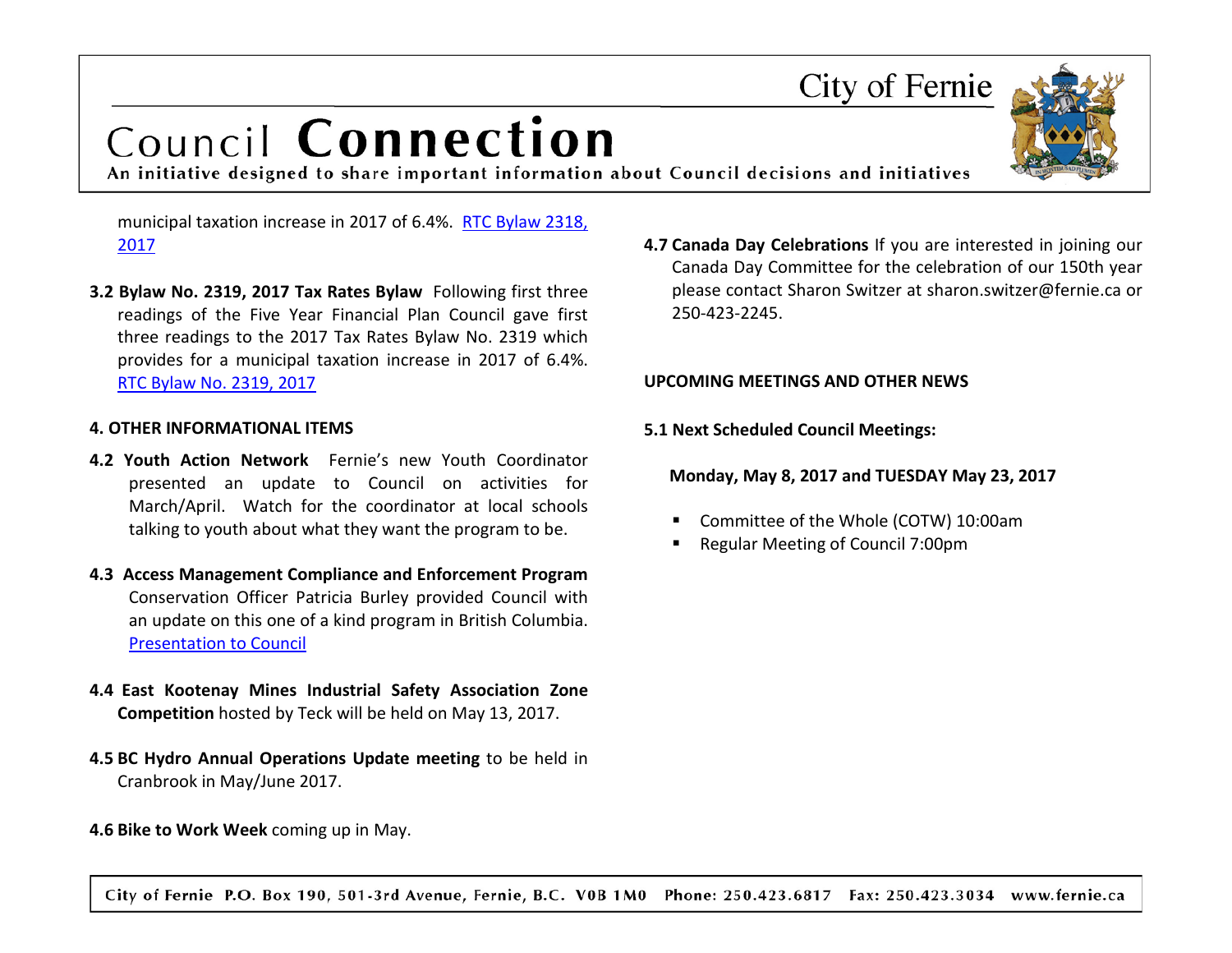municipal taxation increase in 2017 of 6.4%. RTC Bylaw 2318, 2017

**3.2 Bylaw No. 2319, 2017 Tax Rates Bylaw** Following first three readings of the Five Year Financial Plan Council gave first three readings to the 2017 Tax Rates Bylaw No. 2319 which provides for a municipal taxation increase in 2017 of 6.4%. RTC Bylaw No. 2319, 2017

**4. OTHER INFORMATIONAL ITEMS**

**4.2 Youth Action Network** Fernie's new Youth Coordinator presented an update to Council on activities for March/April. Watch for the coordinator at local schools talking to youth about what they want the program to be.

**4.3 Access Management Compliance and Enforcement Program** Conservation Officer Patricia Burley provided Council with an update on this one of a kind program in British Columbia. Presentation to Council

**4.4 East Kootenay Mines Industrial Safety Association Zone Competition** hosted by Teck will be held on May 13, 2017.

**4.5 BC Hydro Annual Operations Update meeting** to be held in Cranbrook in May/June 2017.

**4.6 Bike to Work Week** coming up in May.

**4.7 Canada Day Celebrations** If you are interested in joining our Canada Day Committee for the celebration of our 150th year please contact Sharon Switzer at sharon.switzer@fernie.ca or 250-423-2245.

**UPCOMING MEETINGS AND OTHER NEWS**

**5.1 Next Scheduled Council Meetings:**

**Monday, May 8, 2017 and TUESDAY May 23, 2017**

- Committee of the Whole (COTW) 10:00am
- Regular Meeting of Council 7:00pm